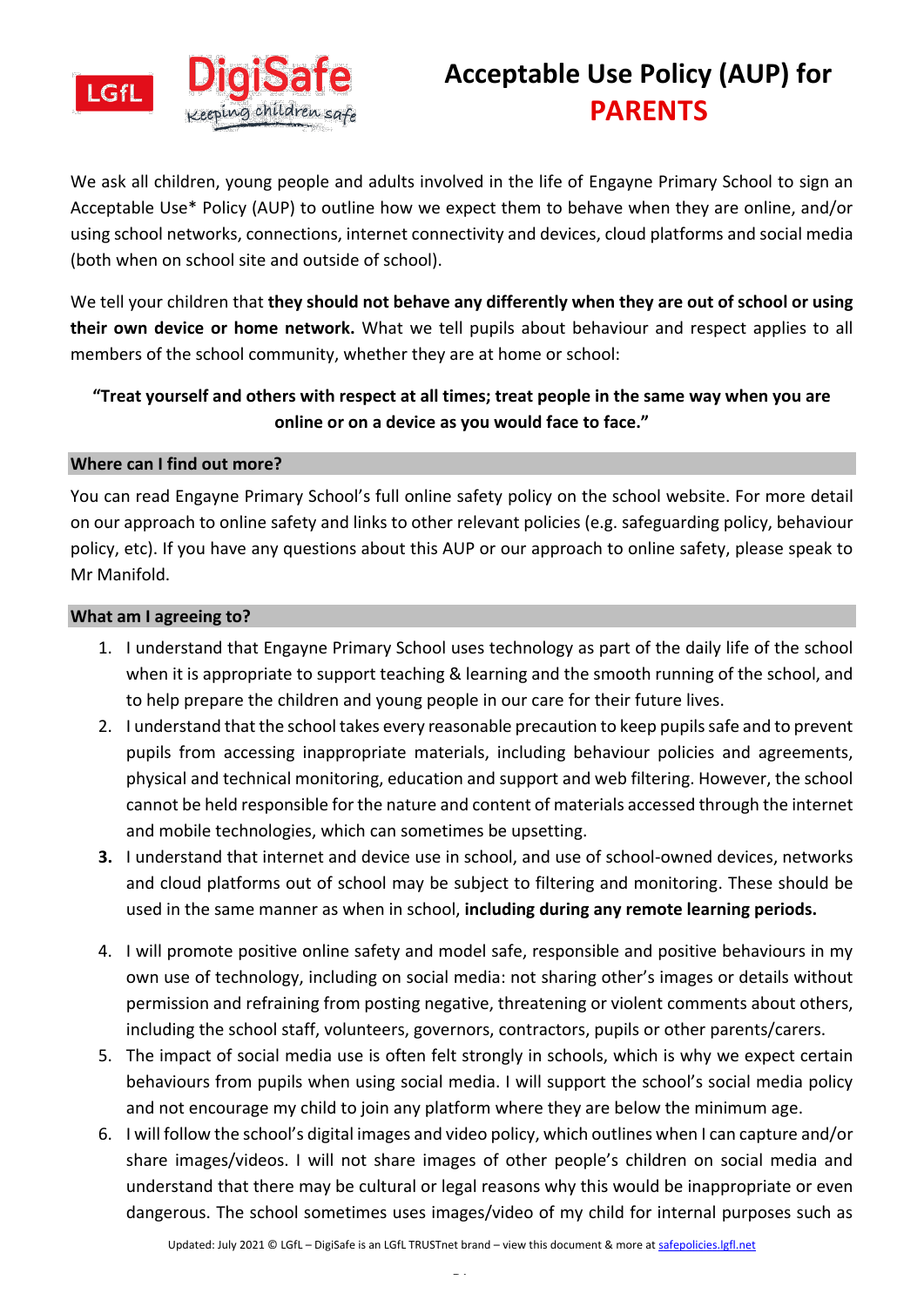# Acceptable Use Policy (AUP) for PARENTS

We ask all children, young people and adults involved in the life of Engayne Primary School to sign an Acceptable Use* Policy (AUP) to outline how we expect them to behave when they are online, and/or using school networks, connections, internet connectivity and devices, cloud platforms and social media (both when on school site and outside of school).

We tell your children that **they should not behave any differently when they are out of school or using their own device or home network.** What we tell pupils about behaviour and respect applies to all members of the school community, whether they are at home or school:

**"Treat yourself and others with respect at all times; treat people in the same way when you are online or on a device as you would face to face."**

## Where can I find out more?

You can read Engayne Primary School's full online safety policy on the school website. For more detail on our approach to online safety and links to other relevant policies (e.g. safeguarding policy, behaviour policy, etc). If you have any questions about this AUP or our approach to online safety, please speak to Mr Manifold.

## What am I agreeing to?

1. I understand that Engayne Primary School uses technology as part of the daily life of the school when it is appropriate to support teaching & learning and the smooth running of the school, and to help prepare the children and young people in our care for their future lives.
2. I understand that the school takes every reasonable precaution to keep pupils safe and to prevent pupils from accessing inappropriate materials, including behaviour policies and agreements, physical and technical monitoring, education and support and web filtering. However, the school cannot be held responsible for the nature and content of materials accessed through the internet and mobile technologies, which can sometimes be upsetting.
3. I understand that internet and device use in school, and use of school-owned devices, networks and cloud platforms out of school may be subject to filtering and monitoring. These should be used in the same manner as when in school, **including during any remote learning periods.**
4. I will promote positive online safety and model safe, responsible and positive behaviours in my own use of technology, including on social media: not sharing other's images or details without permission and refraining from posting negative, threatening or violent comments about others, including the school staff, volunteers, governors, contractors, pupils or other parents/carers.
5. The impact of social media use is often felt strongly in schools, which is why we expect certain behaviours from pupils when using social media. I will support the school's social media policy and not encourage my child to join any platform where they are below the minimum age.
6. I will follow the school's digital images and video policy, which outlines when I can capture and/or share images/videos. I will not share images of other people's children on social media and understand that there may be cultural or legal reasons why this would be inappropriate or even dangerous. The school sometimes uses images/video of my child for internal purposes such as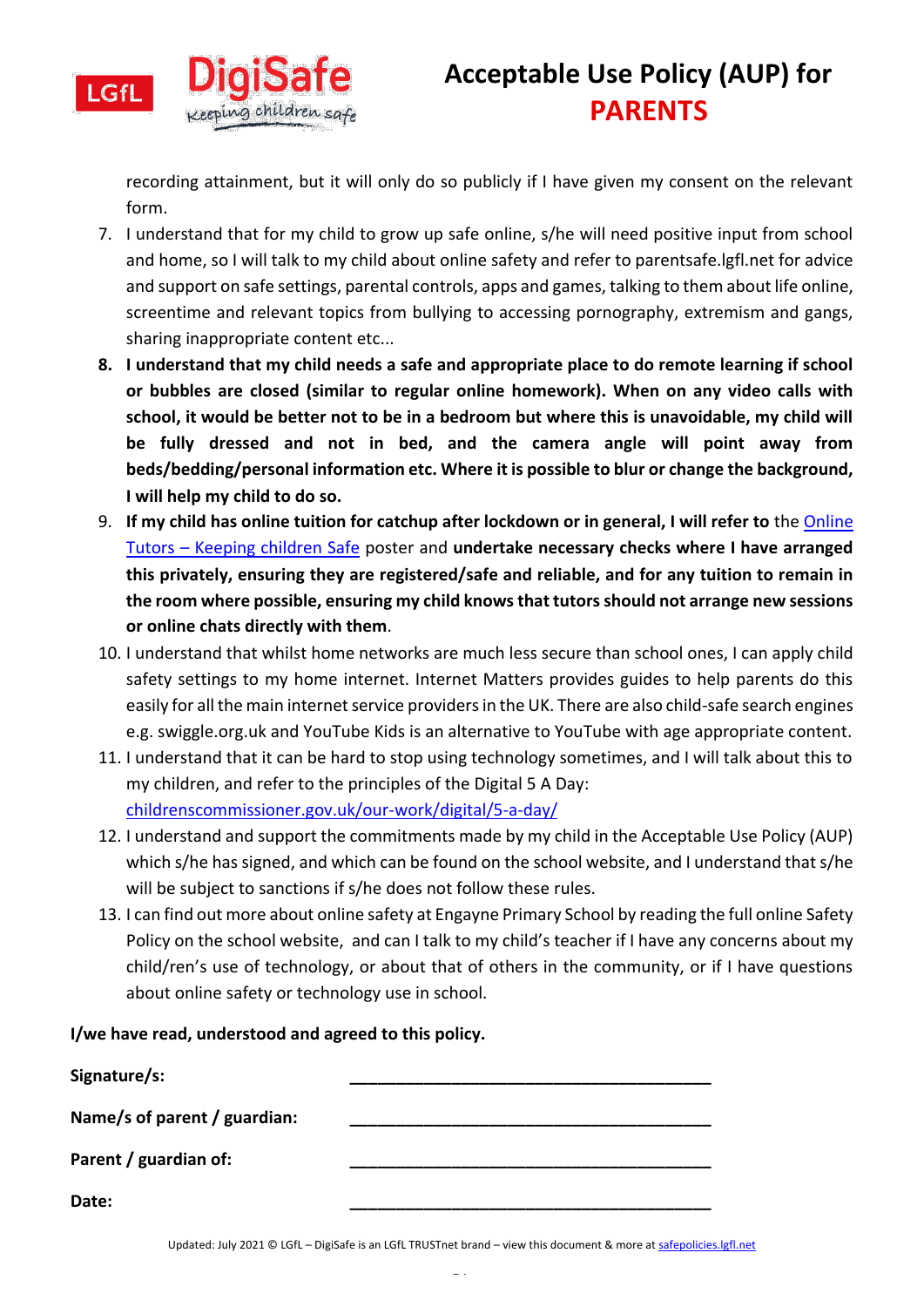# Acceptable Use Policy (AUP) for PARENTS

recording attainment, but it will only do so publicly if I have given my consent on the relevant form.

7. I understand that for my child to grow up safe online, s/he will need positive input from school and home, so I will talk to my child about online safety and refer to parentsafe.lgfl.net for advice and support on safe settings, parental controls, apps and games, talking to them about life online, screentime and relevant topics from bullying to accessing pornography, extremism and gangs, sharing inappropriate content etc...
8. **I understand that my child needs a safe and appropriate place to do remote learning if school or bubbles are closed (similar to regular online homework). When on any video calls with school, it would be better not to be in a bedroom but where this is unavoidable, my child will be fully dressed and not in bed, and the camera angle will point away from beds/bedding/personal information etc. Where it is possible to blur or change the background, I will help my child to do so.**
9. **If my child has online tuition for catchup after lockdown or in general, I will refer to** the Online Tutors – Keeping children Safe poster and **undertake necessary checks where I have arranged this privately, ensuring they are registered/safe and reliable, and for any tuition to remain in the room where possible, ensuring my child knows that tutors should not arrange new sessions or online chats directly with them**.
10. I understand that whilst home networks are much less secure than school ones, I can apply child safety settings to my home internet. Internet Matters provides guides to help parents do this easily for all the main internet service providers in the UK. There are also child-safe search engines e.g. swiggle.org.uk and YouTube Kids is an alternative to YouTube with age appropriate content.
11. I understand that it can be hard to stop using technology sometimes, and I will talk about this to my children, and refer to the principles of the Digital 5 A Day: childrenscommissioner.gov.uk/our-work/digital/5-a-day/
12. I understand and support the commitments made by my child in the Acceptable Use Policy (AUP) which s/he has signed, and which can be found on the school website, and I understand that s/he will be subject to sanctions if s/he does not follow these rules.
13. I can find out more about online safety at Engayne Primary School by reading the full online Safety Policy on the school website, and can I talk to my child's teacher if I have any concerns about my child/ren's use of technology, or about that of others in the community, or if I have questions about online safety or technology use in school.

**I/we have read, understood and agreed to this policy.**

**Signature/s:** ________________________________________

**Name/s of parent / guardian:** ________________________________________

**Parent / guardian of:** ________________________________________

**Date:** ________________________________________

Updated: July 2021 © LGfL – DigiSafe is an LGfL TRUSTnet brand – view this document & more at safepolicies.lgfl.net